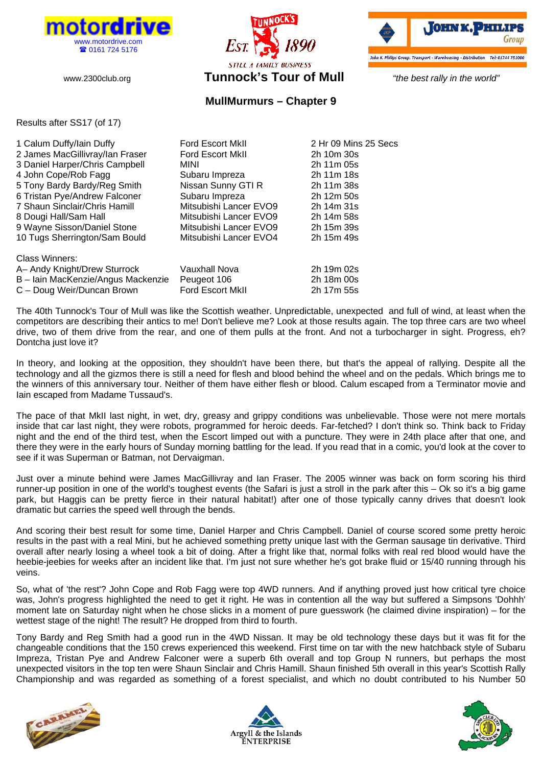www.motordrive.com
☎ 0161 724 5176

www.2300club.org

# Tunnock's Tour of Mull

*"the best rally in the world"*

## MullMurmurs – Chapter 9

Results after SS17 (of 17)

| | | |
|---|---|---|
| 1 Calum Duffy/Iain Duffy | Ford Escort MkII | 2 Hr 09 Mins 25 Secs |
| 2 James MacGillivray/Ian Fraser | Ford Escort MkII | 2h 10m 30s |
| 3 Daniel Harper/Chris Campbell | MINI | 2h 11m 05s |
| 4 John Cope/Rob Fagg | Subaru Impreza | 2h 11m 18s |
| 5 Tony Bardy Bardy/Reg Smith | Nissan Sunny GTI R | 2h 11m 38s |
| 6 Tristan Pye/Andrew Falconer | Subaru Impreza | 2h 12m 50s |
| 7 Shaun Sinclair/Chris Hamill | Mitsubishi Lancer EVO9 | 2h 14m 31s |
| 8 Dougi Hall/Sam Hall | Mitsubishi Lancer EVO9 | 2h 14m 58s |
| 9 Wayne Sisson/Daniel Stone | Mitsubishi Lancer EVO9 | 2h 15m 39s |
| 10 Tugs Sherrington/Sam Bould | Mitsubishi Lancer EVO4 | 2h 15m 49s |

Class Winners:

| | | |
|---|---|---|
| A– Andy Knight/Drew Sturrock | Vauxhall Nova | 2h 19m 02s |
| B – Iain MacKenzie/Angus Mackenzie | Peugeot 106 | 2h 18m 00s |
| C – Doug Weir/Duncan Brown | Ford Escort MkII | 2h 17m 55s |

The 40th Tunnock's Tour of Mull was like the Scottish weather. Unpredictable, unexpected and full of wind, at least when the competitors are describing their antics to me! Don't believe me? Look at those results again. The top three cars are two wheel drive, two of them drive from the rear, and one of them pulls at the front. And not a turbocharger in sight. Progress, eh? Dontcha just love it?

In theory, and looking at the opposition, they shouldn't have been there, but that's the appeal of rallying. Despite all the technology and all the gizmos there is still a need for flesh and blood behind the wheel and on the pedals. Which brings me to the winners of this anniversary tour. Neither of them have either flesh or blood. Calum escaped from a Terminator movie and Iain escaped from Madame Tussaud's.

The pace of that MkII last night, in wet, dry, greasy and grippy conditions was unbelievable. Those were not mere mortals inside that car last night, they were robots, programmed for heroic deeds. Far-fetched? I don't think so. Think back to Friday night and the end of the third test, when the Escort limped out with a puncture. They were in 24th place after that one, and there they were in the early hours of Sunday morning battling for the lead. If you read that in a comic, you'd look at the cover to see if it was Superman or Batman, not Dervaigman.

Just over a minute behind were James MacGillivray and Ian Fraser. The 2005 winner was back on form scoring his third runner-up position in one of the world's toughest events (the Safari is just a stroll in the park after this – Ok so it's a big game park, but Haggis can be pretty fierce in their natural habitat!) after one of those typically canny drives that doesn't look dramatic but carries the speed well through the bends.

And scoring their best result for some time, Daniel Harper and Chris Campbell. Daniel of course scored some pretty heroic results in the past with a real Mini, but he achieved something pretty unique last with the German sausage tin derivative. Third overall after nearly losing a wheel took a bit of doing. After a fright like that, normal folks with real red blood would have the heebie-jeebies for weeks after an incident like that. I'm just not sure whether he's got brake fluid or 15/40 running through his veins.

So, what of 'the rest'? John Cope and Rob Fagg were top 4WD runners. And if anything proved just how critical tyre choice was, John's progress highlighted the need to get it right. He was in contention all the way but suffered a Simpsons 'Dohhh' moment late on Saturday night when he chose slicks in a moment of pure guesswork (he claimed divine inspiration) – for the wettest stage of the night! The result? He dropped from third to fourth.

Tony Bardy and Reg Smith had a good run in the 4WD Nissan. It may be old technology these days but it was fit for the changeable conditions that the 150 crews experienced this weekend. First time on tar with the new hatchback style of Subaru Impreza, Tristan Pye and Andrew Falconer were a superb 6th overall and top Group N runners, but perhaps the most unexpected visitors in the top ten were Shaun Sinclair and Chris Hamill. Shaun finished 5th overall in this year's Scottish Rally Championship and was regarded as something of a forest specialist, and which no doubt contributed to his Number 50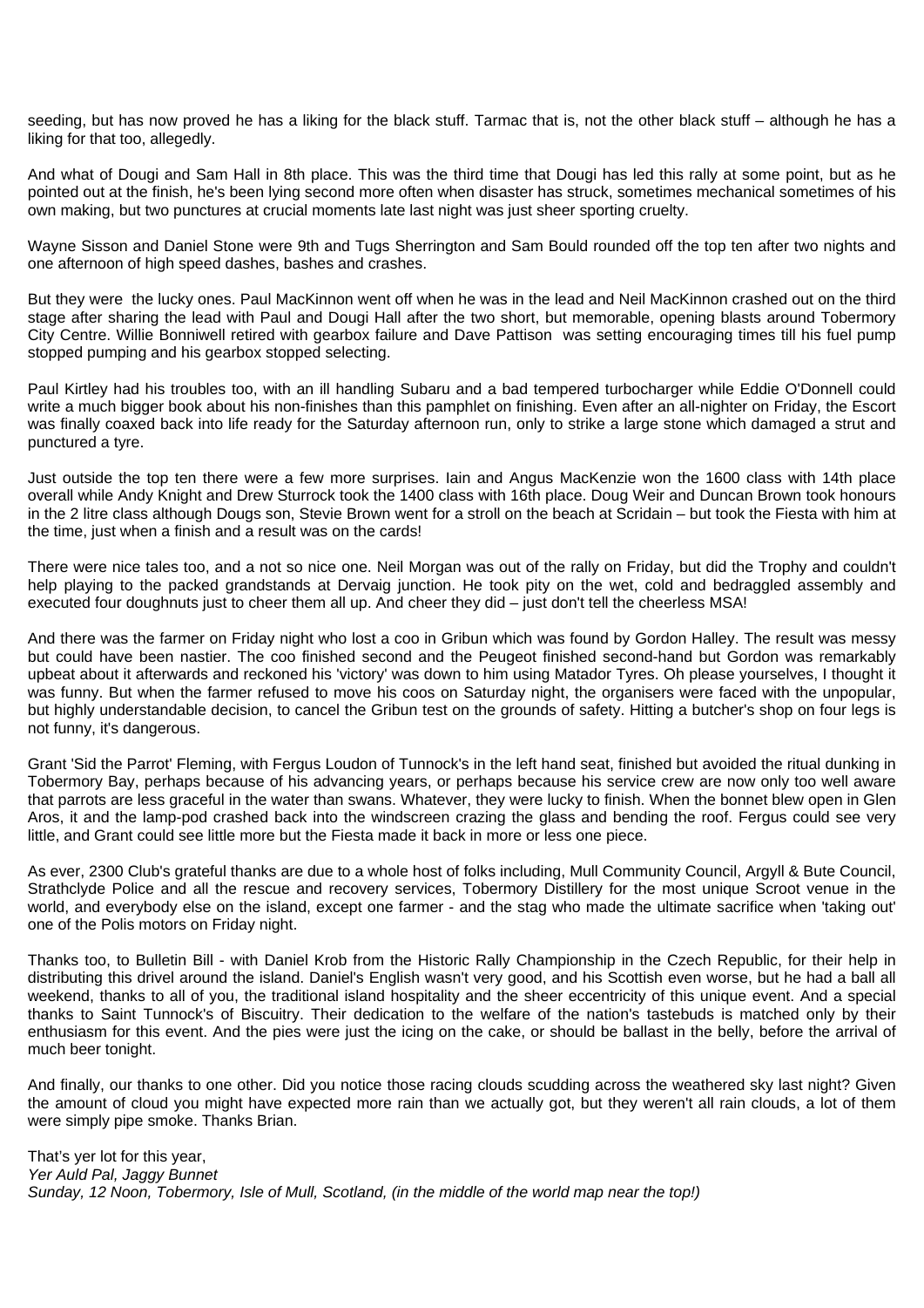seeding, but has now proved he has a liking for the black stuff. Tarmac that is, not the other black stuff – although he has a liking for that too, allegedly.

And what of Dougi and Sam Hall in 8th place. This was the third time that Dougi has led this rally at some point, but as he pointed out at the finish, he's been lying second more often when disaster has struck, sometimes mechanical sometimes of his own making, but two punctures at crucial moments late last night was just sheer sporting cruelty.

Wayne Sisson and Daniel Stone were 9th and Tugs Sherrington and Sam Bould rounded off the top ten after two nights and one afternoon of high speed dashes, bashes and crashes.

But they were the lucky ones. Paul MacKinnon went off when he was in the lead and Neil MacKinnon crashed out on the third stage after sharing the lead with Paul and Dougi Hall after the two short, but memorable, opening blasts around Tobermory City Centre. Willie Bonniwell retired with gearbox failure and Dave Pattison was setting encouraging times till his fuel pump stopped pumping and his gearbox stopped selecting.

Paul Kirtley had his troubles too, with an ill handling Subaru and a bad tempered turbocharger while Eddie O'Donnell could write a much bigger book about his non-finishes than this pamphlet on finishing. Even after an all-nighter on Friday, the Escort was finally coaxed back into life ready for the Saturday afternoon run, only to strike a large stone which damaged a strut and punctured a tyre.

Just outside the top ten there were a few more surprises. Iain and Angus MacKenzie won the 1600 class with 14th place overall while Andy Knight and Drew Sturrock took the 1400 class with 16th place. Doug Weir and Duncan Brown took honours in the 2 litre class although Dougs son, Stevie Brown went for a stroll on the beach at Scridain – but took the Fiesta with him at the time, just when a finish and a result was on the cards!

There were nice tales too, and a not so nice one. Neil Morgan was out of the rally on Friday, but did the Trophy and couldn't help playing to the packed grandstands at Dervaig junction. He took pity on the wet, cold and bedraggled assembly and executed four doughnuts just to cheer them all up. And cheer they did – just don't tell the cheerless MSA!

And there was the farmer on Friday night who lost a coo in Gribun which was found by Gordon Halley. The result was messy but could have been nastier. The coo finished second and the Peugeot finished second-hand but Gordon was remarkably upbeat about it afterwards and reckoned his 'victory' was down to him using Matador Tyres. Oh please yourselves, I thought it was funny. But when the farmer refused to move his coos on Saturday night, the organisers were faced with the unpopular, but highly understandable decision, to cancel the Gribun test on the grounds of safety. Hitting a butcher's shop on four legs is not funny, it's dangerous.

Grant 'Sid the Parrot' Fleming, with Fergus Loudon of Tunnock's in the left hand seat, finished but avoided the ritual dunking in Tobermory Bay, perhaps because of his advancing years, or perhaps because his service crew are now only too well aware that parrots are less graceful in the water than swans. Whatever, they were lucky to finish. When the bonnet blew open in Glen Aros, it and the lamp-pod crashed back into the windscreen crazing the glass and bending the roof. Fergus could see very little, and Grant could see little more but the Fiesta made it back in more or less one piece.

As ever, 2300 Club's grateful thanks are due to a whole host of folks including, Mull Community Council, Argyll & Bute Council, Strathclyde Police and all the rescue and recovery services, Tobermory Distillery for the most unique Scroot venue in the world, and everybody else on the island, except one farmer - and the stag who made the ultimate sacrifice when 'taking out' one of the Polis motors on Friday night.

Thanks too, to Bulletin Bill - with Daniel Krob from the Historic Rally Championship in the Czech Republic, for their help in distributing this drivel around the island. Daniel's English wasn't very good, and his Scottish even worse, but he had a ball all weekend, thanks to all of you, the traditional island hospitality and the sheer eccentricity of this unique event. And a special thanks to Saint Tunnock's of Biscuitry. Their dedication to the welfare of the nation's tastebuds is matched only by their enthusiasm for this event. And the pies were just the icing on the cake, or should be ballast in the belly, before the arrival of much beer tonight.

And finally, our thanks to one other. Did you notice those racing clouds scudding across the weathered sky last night? Given the amount of cloud you might have expected more rain than we actually got, but they weren't all rain clouds, a lot of them were simply pipe smoke. Thanks Brian.

That's yer lot for this year,
*Yer Auld Pal, Jaggy Bunnet*
*Sunday, 12 Noon, Tobermory, Isle of Mull, Scotland, (in the middle of the world map near the top!)*